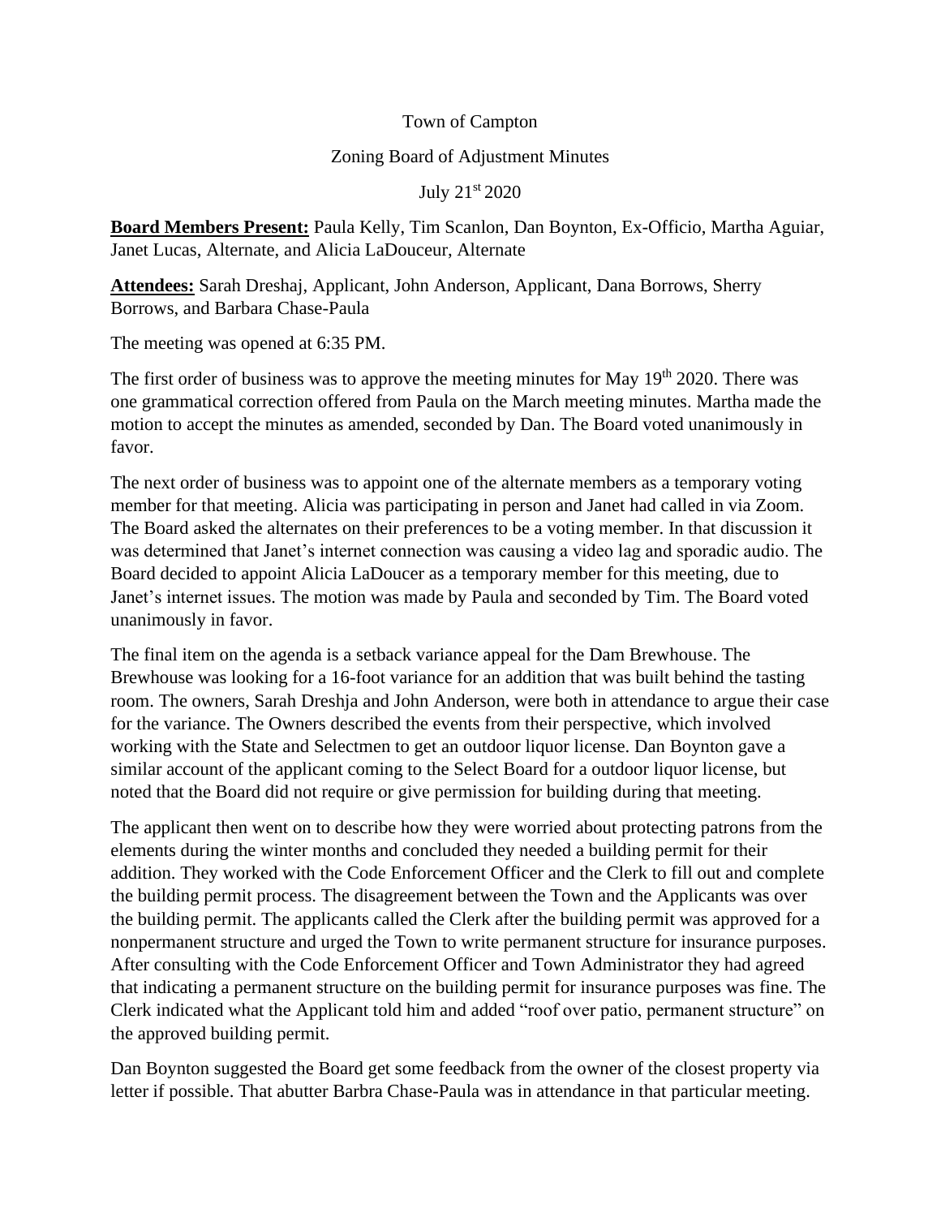Town of Campton

Zoning Board of Adjustment Minutes

July 21st 2020

**Board Members Present:** Paula Kelly, Tim Scanlon, Dan Boynton, Ex-Officio, Martha Aguiar, Janet Lucas, Alternate, and Alicia LaDouceur, Alternate

**Attendees:** Sarah Dreshaj, Applicant, John Anderson, Applicant, Dana Borrows, Sherry Borrows, and Barbara Chase-Paula

The meeting was opened at 6:35 PM.

The first order of business was to approve the meeting minutes for May 19th 2020. There was one grammatical correction offered from Paula on the March meeting minutes. Martha made the motion to accept the minutes as amended, seconded by Dan. The Board voted unanimously in favor.

The next order of business was to appoint one of the alternate members as a temporary voting member for that meeting. Alicia was participating in person and Janet had called in via Zoom. The Board asked the alternates on their preferences to be a voting member. In that discussion it was determined that Janet's internet connection was causing a video lag and sporadic audio. The Board decided to appoint Alicia LaDoucer as a temporary member for this meeting, due to Janet's internet issues. The motion was made by Paula and seconded by Tim. The Board voted unanimously in favor.

The final item on the agenda is a setback variance appeal for the Dam Brewhouse. The Brewhouse was looking for a 16-foot variance for an addition that was built behind the tasting room. The owners, Sarah Dreshja and John Anderson, were both in attendance to argue their case for the variance. The Owners described the events from their perspective, which involved working with the State and Selectmen to get an outdoor liquor license. Dan Boynton gave a similar account of the applicant coming to the Select Board for a outdoor liquor license, but noted that the Board did not require or give permission for building during that meeting.

The applicant then went on to describe how they were worried about protecting patrons from the elements during the winter months and concluded they needed a building permit for their addition. They worked with the Code Enforcement Officer and the Clerk to fill out and complete the building permit process. The disagreement between the Town and the Applicants was over the building permit. The applicants called the Clerk after the building permit was approved for a nonpermanent structure and urged the Town to write permanent structure for insurance purposes. After consulting with the Code Enforcement Officer and Town Administrator they had agreed that indicating a permanent structure on the building permit for insurance purposes was fine. The Clerk indicated what the Applicant told him and added "roof over patio, permanent structure" on the approved building permit.

Dan Boynton suggested the Board get some feedback from the owner of the closest property via letter if possible. That abutter Barbra Chase-Paula was in attendance in that particular meeting.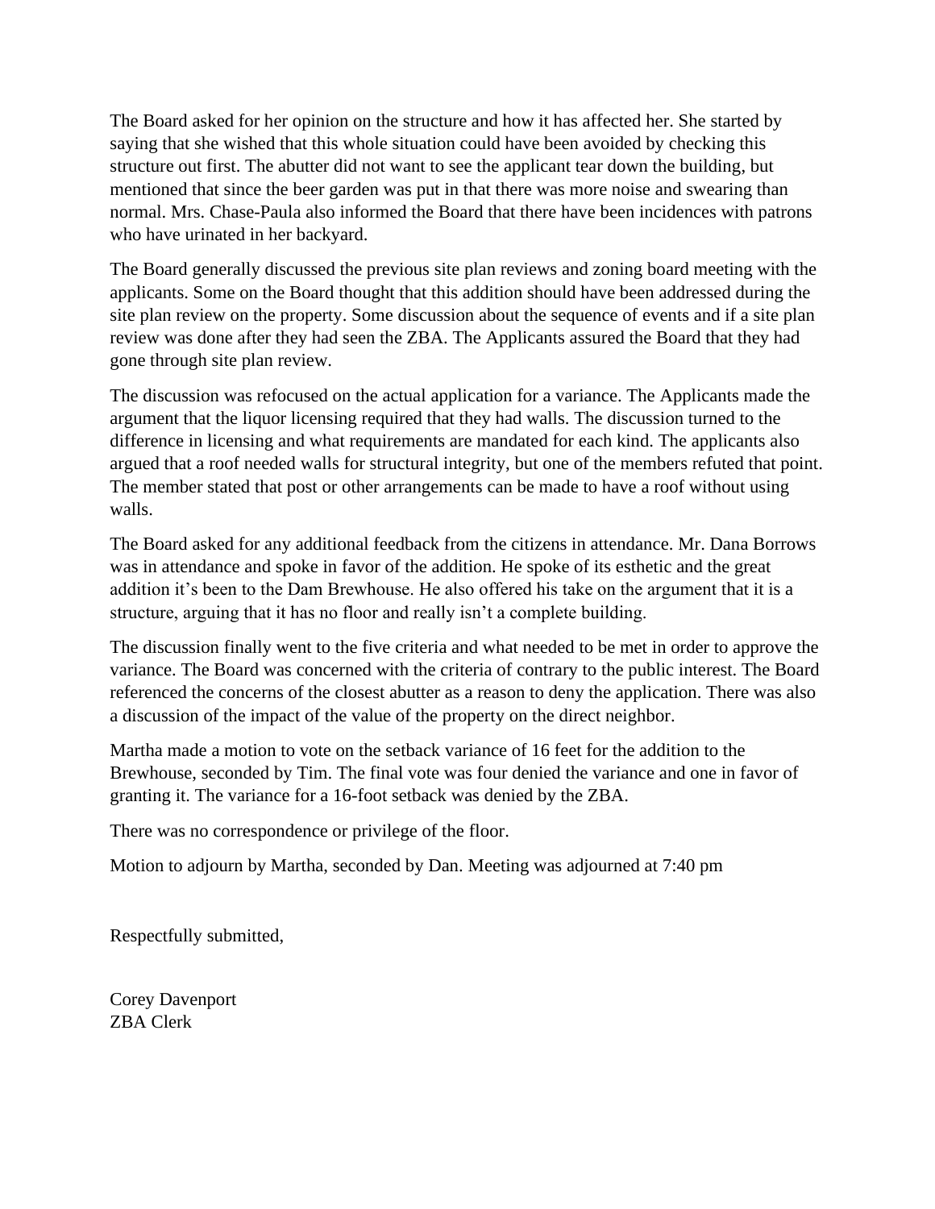The Board asked for her opinion on the structure and how it has affected her. She started by saying that she wished that this whole situation could have been avoided by checking this structure out first. The abutter did not want to see the applicant tear down the building, but mentioned that since the beer garden was put in that there was more noise and swearing than normal. Mrs. Chase-Paula also informed the Board that there have been incidences with patrons who have urinated in her backyard.

The Board generally discussed the previous site plan reviews and zoning board meeting with the applicants. Some on the Board thought that this addition should have been addressed during the site plan review on the property. Some discussion about the sequence of events and if a site plan review was done after they had seen the ZBA. The Applicants assured the Board that they had gone through site plan review.

The discussion was refocused on the actual application for a variance. The Applicants made the argument that the liquor licensing required that they had walls. The discussion turned to the difference in licensing and what requirements are mandated for each kind. The applicants also argued that a roof needed walls for structural integrity, but one of the members refuted that point. The member stated that post or other arrangements can be made to have a roof without using walls.

The Board asked for any additional feedback from the citizens in attendance. Mr. Dana Borrows was in attendance and spoke in favor of the addition. He spoke of its esthetic and the great addition it's been to the Dam Brewhouse. He also offered his take on the argument that it is a structure, arguing that it has no floor and really isn't a complete building.

The discussion finally went to the five criteria and what needed to be met in order to approve the variance. The Board was concerned with the criteria of contrary to the public interest. The Board referenced the concerns of the closest abutter as a reason to deny the application. There was also a discussion of the impact of the value of the property on the direct neighbor.

Martha made a motion to vote on the setback variance of 16 feet for the addition to the Brewhouse, seconded by Tim. The final vote was four denied the variance and one in favor of granting it. The variance for a 16-foot setback was denied by the ZBA.

There was no correspondence or privilege of the floor.

Motion to adjourn by Martha, seconded by Dan. Meeting was adjourned at 7:40 pm

Respectfully submitted,

Corey Davenport
ZBA Clerk